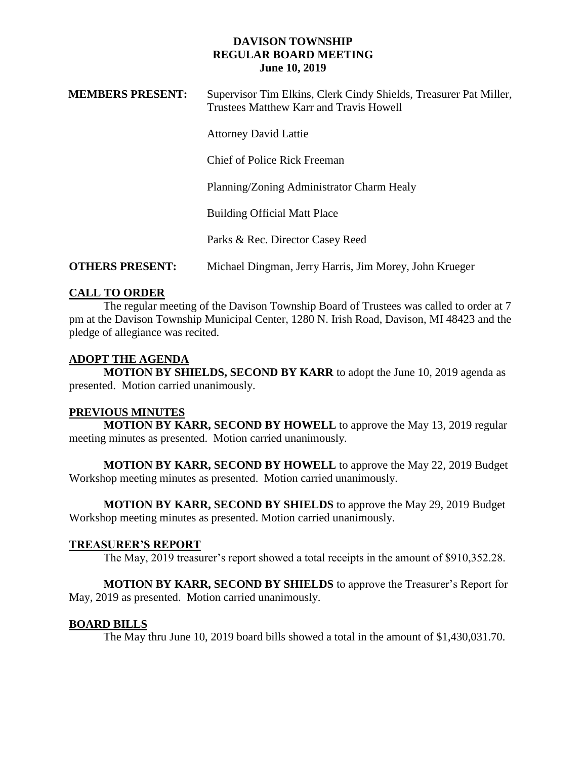# DAVISON TOWNSHIP
## REGULAR BOARD MEETING
### June 10, 2019

**MEMBERS PRESENT:** Supervisor Tim Elkins, Clerk Cindy Shields, Treasurer Pat Miller, Trustees Matthew Karr and Travis Howell

Attorney David Lattie

Chief of Police Rick Freeman

Planning/Zoning Administrator Charm Healy

Building Official Matt Place

Parks & Rec. Director Casey Reed

**OTHERS PRESENT:** Michael Dingman, Jerry Harris, Jim Morey, John Krueger

## CALL TO ORDER

The regular meeting of the Davison Township Board of Trustees was called to order at 7 pm at the Davison Township Municipal Center, 1280 N. Irish Road, Davison, MI 48423 and the pledge of allegiance was recited.

## ADOPT THE AGENDA

**MOTION BY SHIELDS, SECOND BY KARR** to adopt the June 10, 2019 agenda as presented. Motion carried unanimously.

## PREVIOUS MINUTES

**MOTION BY KARR, SECOND BY HOWELL** to approve the May 13, 2019 regular meeting minutes as presented. Motion carried unanimously.

**MOTION BY KARR, SECOND BY HOWELL** to approve the May 22, 2019 Budget Workshop meeting minutes as presented. Motion carried unanimously.

**MOTION BY KARR, SECOND BY SHIELDS** to approve the May 29, 2019 Budget Workshop meeting minutes as presented. Motion carried unanimously.

## TREASURER'S REPORT

The May, 2019 treasurer's report showed a total receipts in the amount of $910,352.28.

**MOTION BY KARR, SECOND BY SHIELDS** to approve the Treasurer's Report for May, 2019 as presented. Motion carried unanimously.

## BOARD BILLS

The May thru June 10, 2019 board bills showed a total in the amount of $1,430,031.70.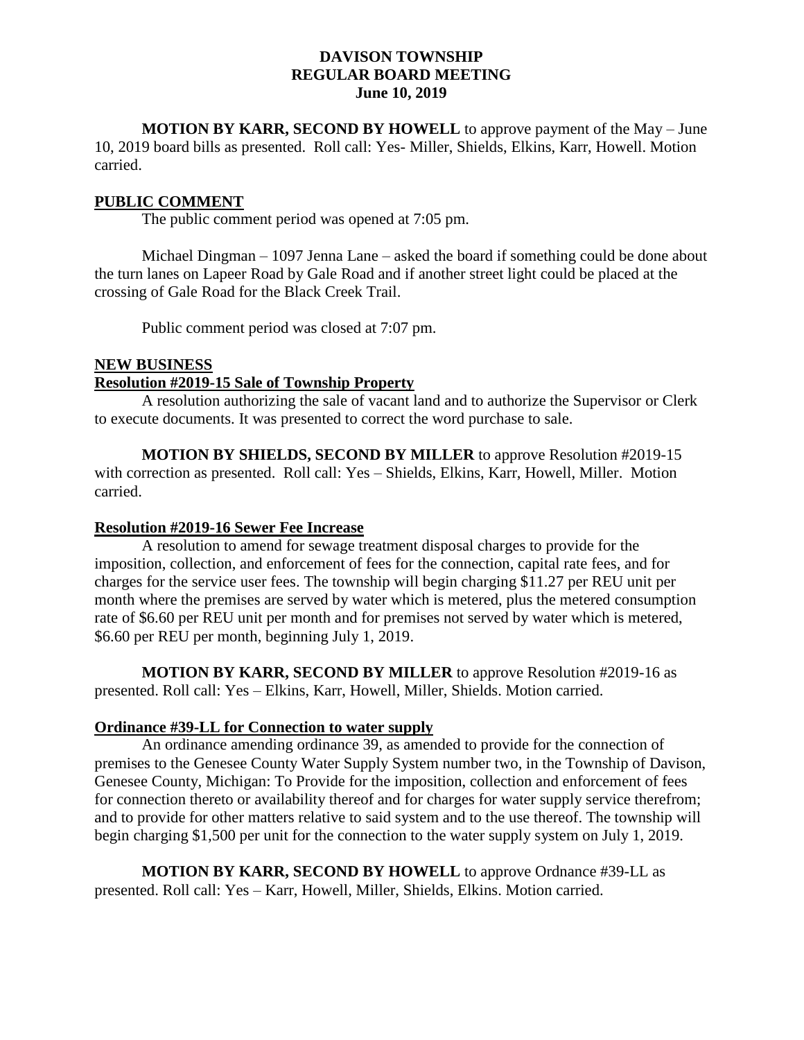**DAVISON TOWNSHIP**
**REGULAR BOARD MEETING**
**June 10, 2019**

**MOTION BY KARR, SECOND BY HOWELL** to approve payment of the May – June 10, 2019 board bills as presented. Roll call: Yes- Miller, Shields, Elkins, Karr, Howell. Motion carried.

## PUBLIC COMMENT

The public comment period was opened at 7:05 pm.

Michael Dingman – 1097 Jenna Lane – asked the board if something could be done about the turn lanes on Lapeer Road by Gale Road and if another street light could be placed at the crossing of Gale Road for the Black Creek Trail.

Public comment period was closed at 7:07 pm.

## NEW BUSINESS

### Resolution #2019-15 Sale of Township Property

A resolution authorizing the sale of vacant land and to authorize the Supervisor or Clerk to execute documents. It was presented to correct the word purchase to sale.

**MOTION BY SHIELDS, SECOND BY MILLER** to approve Resolution #2019-15 with correction as presented. Roll call: Yes – Shields, Elkins, Karr, Howell, Miller. Motion carried.

### Resolution #2019-16 Sewer Fee Increase

A resolution to amend for sewage treatment disposal charges to provide for the imposition, collection, and enforcement of fees for the connection, capital rate fees, and for charges for the service user fees. The township will begin charging $11.27 per REU unit per month where the premises are served by water which is metered, plus the metered consumption rate of $6.60 per REU unit per month and for premises not served by water which is metered, $6.60 per REU per month, beginning July 1, 2019.

**MOTION BY KARR, SECOND BY MILLER** to approve Resolution #2019-16 as presented. Roll call: Yes – Elkins, Karr, Howell, Miller, Shields. Motion carried.

### Ordinance #39-LL for Connection to water supply

An ordinance amending ordinance 39, as amended to provide for the connection of premises to the Genesee County Water Supply System number two, in the Township of Davison, Genesee County, Michigan: To Provide for the imposition, collection and enforcement of fees for connection thereto or availability thereof and for charges for water supply service therefrom; and to provide for other matters relative to said system and to the use thereof. The township will begin charging $1,500 per unit for the connection to the water supply system on July 1, 2019.

**MOTION BY KARR, SECOND BY HOWELL** to approve Ordnance #39-LL as presented. Roll call: Yes – Karr, Howell, Miller, Shields, Elkins. Motion carried.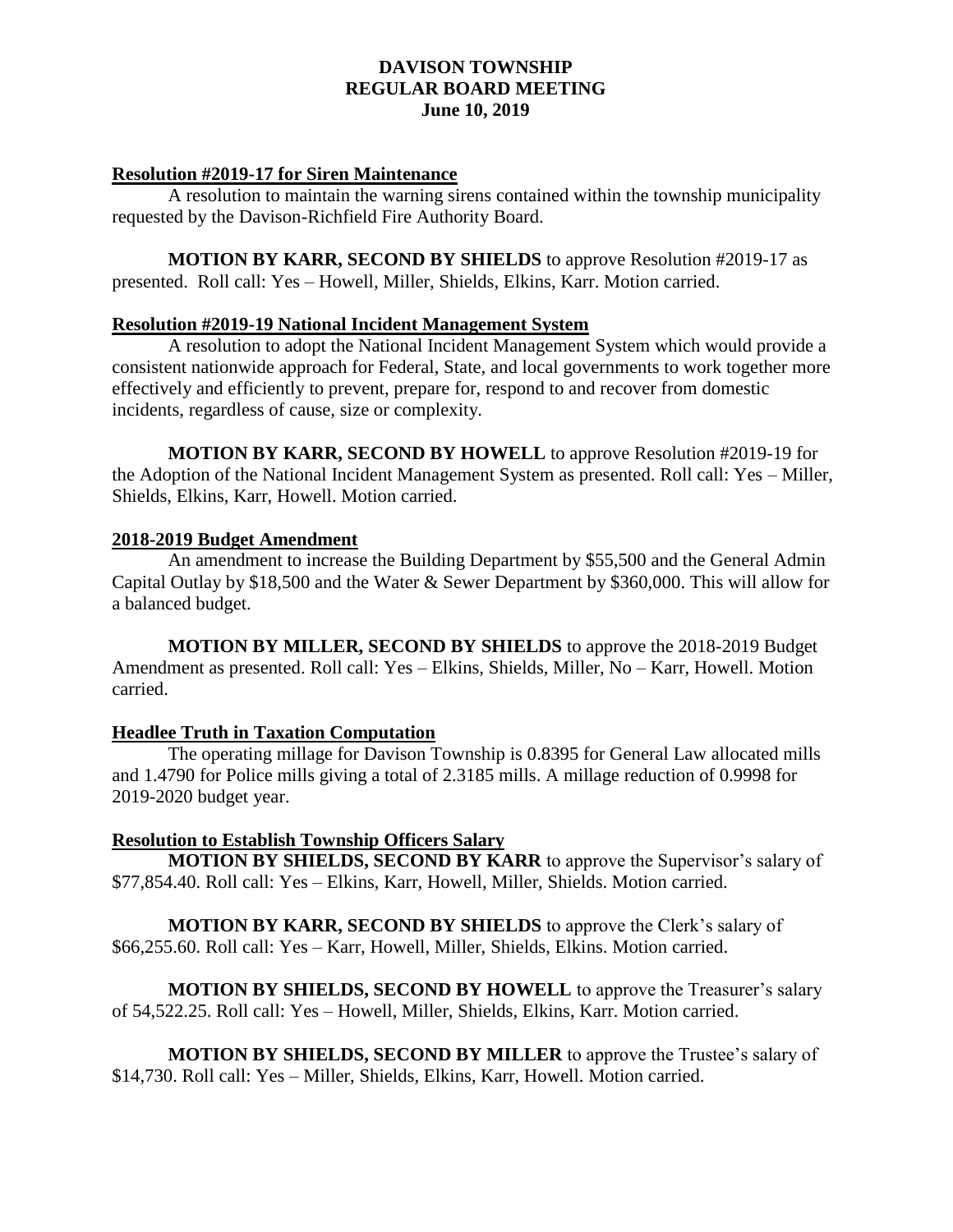# DAVISON TOWNSHIP
## REGULAR BOARD MEETING
### June 10, 2019

**Resolution #2019-17 for Siren Maintenance**

A resolution to maintain the warning sirens contained within the township municipality requested by the Davison-Richfield Fire Authority Board.

**MOTION BY KARR, SECOND BY SHIELDS** to approve Resolution #2019-17 as presented. Roll call: Yes – Howell, Miller, Shields, Elkins, Karr. Motion carried.

**Resolution #2019-19 National Incident Management System**

A resolution to adopt the National Incident Management System which would provide a consistent nationwide approach for Federal, State, and local governments to work together more effectively and efficiently to prevent, prepare for, respond to and recover from domestic incidents, regardless of cause, size or complexity.

**MOTION BY KARR, SECOND BY HOWELL** to approve Resolution #2019-19 for the Adoption of the National Incident Management System as presented. Roll call: Yes – Miller, Shields, Elkins, Karr, Howell. Motion carried.

**2018-2019 Budget Amendment**

An amendment to increase the Building Department by $55,500 and the General Admin Capital Outlay by $18,500 and the Water & Sewer Department by $360,000. This will allow for a balanced budget.

**MOTION BY MILLER, SECOND BY SHIELDS** to approve the 2018-2019 Budget Amendment as presented. Roll call: Yes – Elkins, Shields, Miller, No – Karr, Howell. Motion carried.

**Headlee Truth in Taxation Computation**

The operating millage for Davison Township is 0.8395 for General Law allocated mills and 1.4790 for Police mills giving a total of 2.3185 mills. A millage reduction of 0.9998 for 2019-2020 budget year.

**Resolution to Establish Township Officers Salary**

**MOTION BY SHIELDS, SECOND BY KARR** to approve the Supervisor's salary of $77,854.40. Roll call: Yes – Elkins, Karr, Howell, Miller, Shields. Motion carried.

**MOTION BY KARR, SECOND BY SHIELDS** to approve the Clerk's salary of $66,255.60. Roll call: Yes – Karr, Howell, Miller, Shields, Elkins. Motion carried.

**MOTION BY SHIELDS, SECOND BY HOWELL** to approve the Treasurer's salary of 54,522.25. Roll call: Yes – Howell, Miller, Shields, Elkins, Karr. Motion carried.

**MOTION BY SHIELDS, SECOND BY MILLER** to approve the Trustee's salary of $14,730. Roll call: Yes – Miller, Shields, Elkins, Karr, Howell. Motion carried.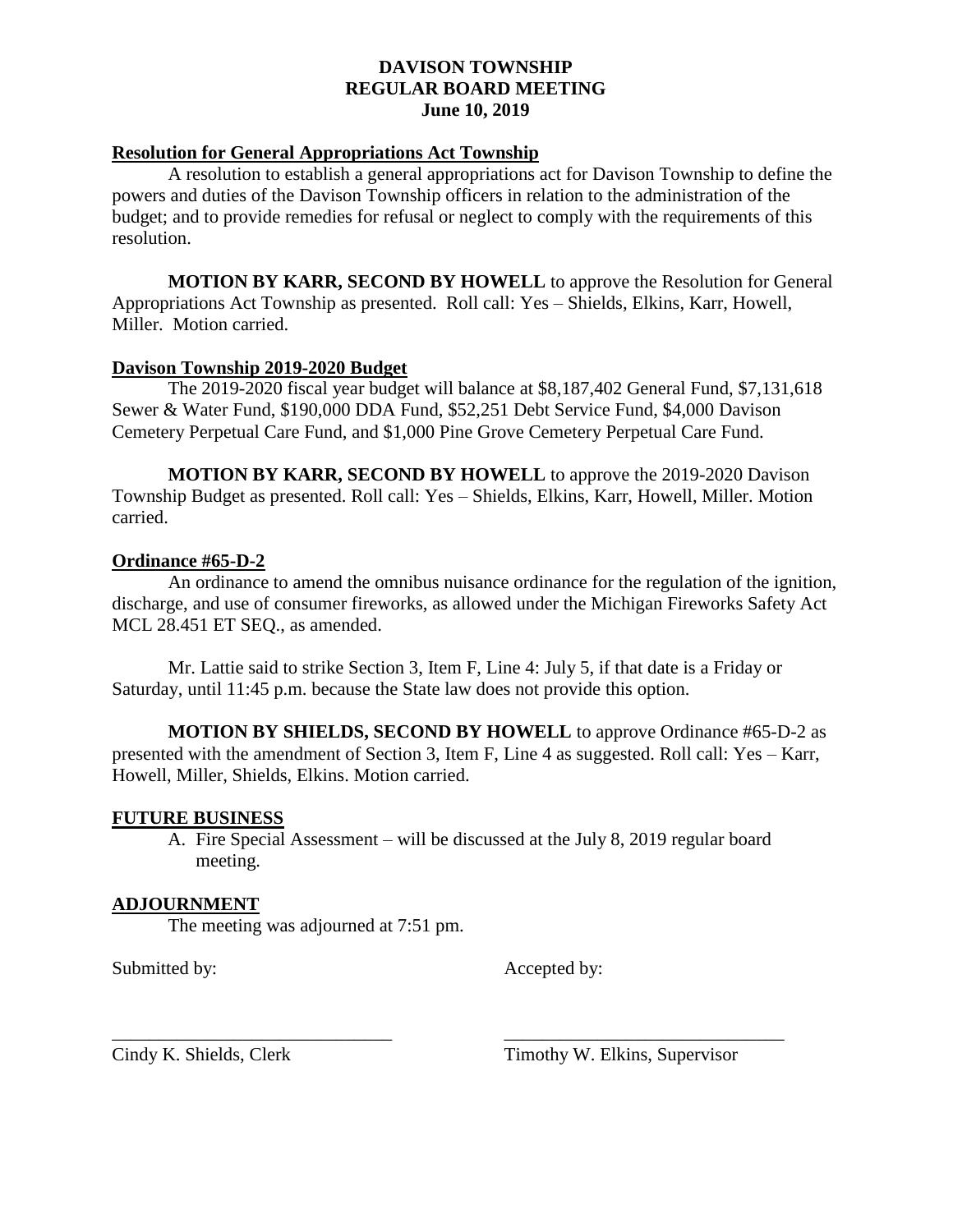**DAVISON TOWNSHIP**
**REGULAR BOARD MEETING**
**June 10, 2019**

**Resolution for General Appropriations Act Township**

A resolution to establish a general appropriations act for Davison Township to define the powers and duties of the Davison Township officers in relation to the administration of the budget; and to provide remedies for refusal or neglect to comply with the requirements of this resolution.

**MOTION BY KARR, SECOND BY HOWELL** to approve the Resolution for General Appropriations Act Township as presented. Roll call: Yes – Shields, Elkins, Karr, Howell, Miller. Motion carried.

**Davison Township 2019-2020 Budget**

The 2019-2020 fiscal year budget will balance at $8,187,402 General Fund, $7,131,618 Sewer & Water Fund, $190,000 DDA Fund, $52,251 Debt Service Fund, $4,000 Davison Cemetery Perpetual Care Fund, and $1,000 Pine Grove Cemetery Perpetual Care Fund.

**MOTION BY KARR, SECOND BY HOWELL** to approve the 2019-2020 Davison Township Budget as presented. Roll call: Yes – Shields, Elkins, Karr, Howell, Miller. Motion carried.

**Ordinance #65-D-2**

An ordinance to amend the omnibus nuisance ordinance for the regulation of the ignition, discharge, and use of consumer fireworks, as allowed under the Michigan Fireworks Safety Act MCL 28.451 ET SEQ., as amended.

Mr. Lattie said to strike Section 3, Item F, Line 4: July 5, if that date is a Friday or Saturday, until 11:45 p.m. because the State law does not provide this option.

**MOTION BY SHIELDS, SECOND BY HOWELL** to approve Ordinance #65-D-2 as presented with the amendment of Section 3, Item F, Line 4 as suggested. Roll call: Yes – Karr, Howell, Miller, Shields, Elkins. Motion carried.

**FUTURE BUSINESS**

A. Fire Special Assessment – will be discussed at the July 8, 2019 regular board meeting.

**ADJOURNMENT**

The meeting was adjourned at 7:51 pm.

Submitted by: Accepted by:

_______________________________ _______________________________

Cindy K. Shields, Clerk Timothy W. Elkins, Supervisor